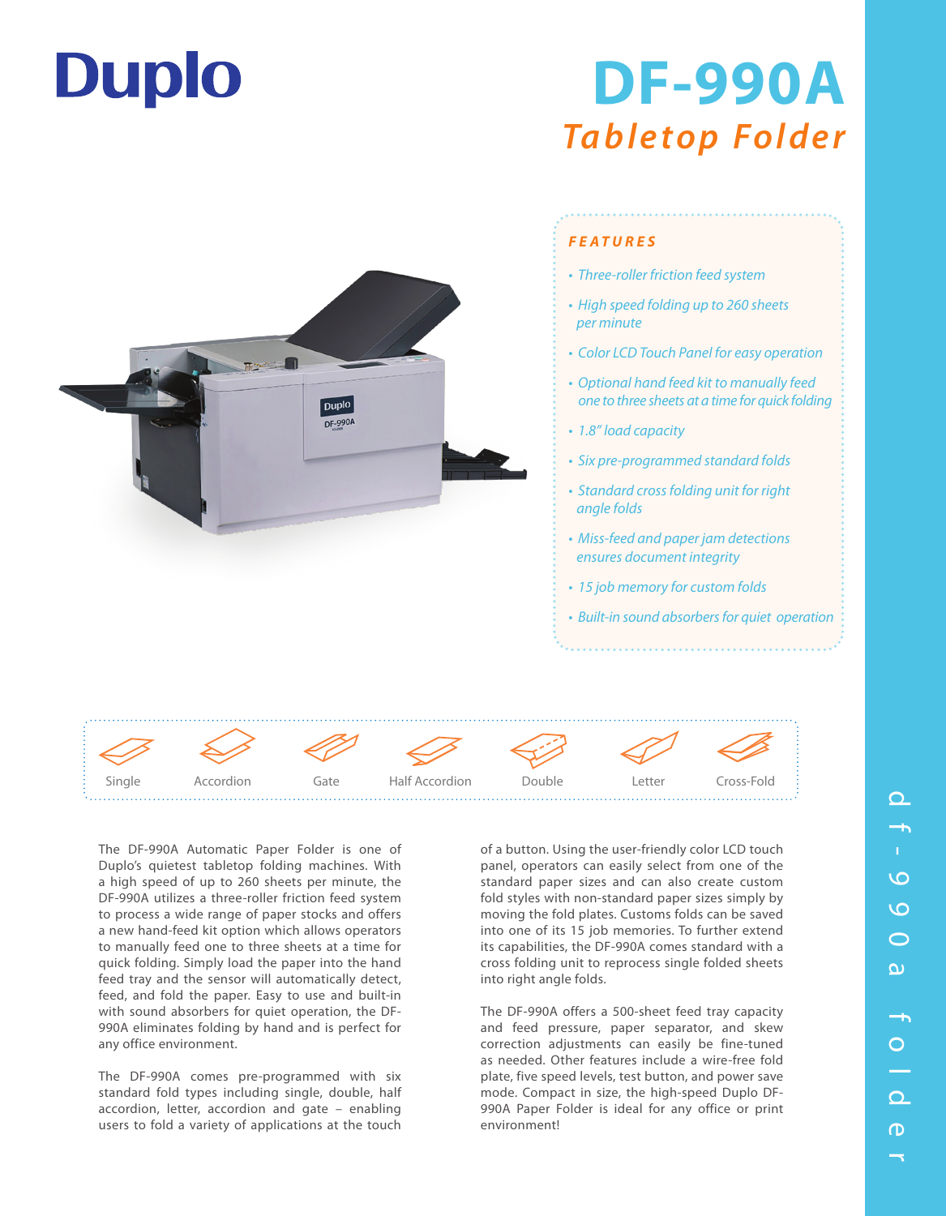# Duplo

# DF-990A

## *Tabletop Folder*

### FEATURES

- *Three-roller friction feed system*
- *High speed folding up to 260 sheets per minute*
- *Color LCD Touch Panel for easy operation*
- *Optional hand feed kit to manually feed one to three sheets at a time for quick folding*
- *1.8" load capacity*
- *Six pre-programmed standard folds*
- *Standard cross folding unit for right angle folds*
- *Miss-feed and paper jam detections ensures document integrity*
- *15 job memory for custom folds*
- *Built-in sound absorbers for quiet operation*

Single · Accordion · Gate · Half Accordion · Double · Letter · Cross-Fold

The DF-990A Automatic Paper Folder is one of Duplo's quietest tabletop folding machines. With a high speed of up to 260 sheets per minute, the DF-990A utilizes a three-roller friction feed system to process a wide range of paper stocks and offers a new hand-feed kit option which allows operators to manually feed one to three sheets at a time for quick folding. Simply load the paper into the hand feed tray and the sensor will automatically detect, feed, and fold the paper. Easy to use and built-in with sound absorbers for quiet operation, the DF-990A eliminates folding by hand and is perfect for any office environment.

The DF-990A comes pre-programmed with six standard fold types including single, double, half accordion, letter, accordion and gate – enabling users to fold a variety of applications at the touch of a button. Using the user-friendly color LCD touch panel, operators can easily select from one of the standard paper sizes and can also create custom fold styles with non-standard paper sizes simply by moving the fold plates. Customs folds can be saved into one of its 15 job memories. To further extend its capabilities, the DF-990A comes standard with a cross folding unit to reprocess single folded sheets into right angle folds.

The DF-990A offers a 500-sheet feed tray capacity and feed pressure, paper separator, and skew correction adjustments can easily be fine-tuned as needed. Other features include a wire-free fold plate, five speed levels, test button, and power save mode. Compact in size, the high-speed Duplo DF-990A Paper Folder is ideal for any office or print environment!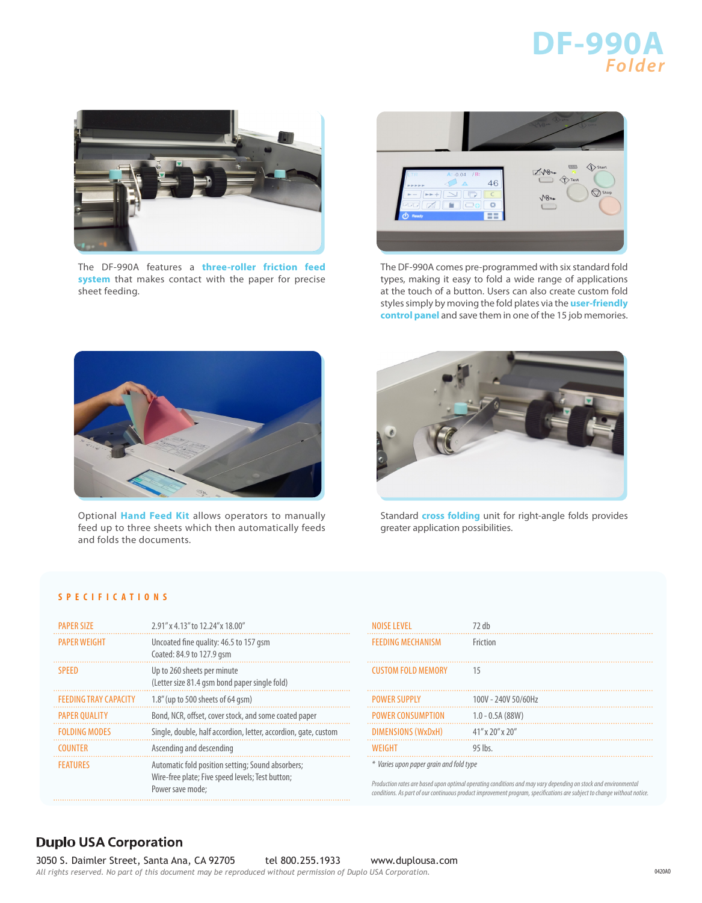# DF-990A
## Folder

The DF-990A features a **three-roller friction feed system** that makes contact with the paper for precise sheet feeding.

The DF-990A comes pre-programmed with six standard fold types, making it easy to fold a wide range of applications at the touch of a button. Users can also create custom fold styles simply by moving the fold plates via the **user-friendly control panel** and save them in one of the 15 job memories.

Optional **Hand Feed Kit** allows operators to manually feed up to three sheets which then automatically feeds and folds the documents.

Standard **cross folding** unit for right-angle folds provides greater application possibilities.

## SPECIFICATIONS

| | |
|---|---|
| PAPER SIZE | 2.91" x 4.13" to 12.24" x 18.00" |
| PAPER WEIGHT | Uncoated fine quality: 46.5 to 157 gsm<br>Coated: 84.9 to 127.9 gsm |
| SPEED | Up to 260 sheets per minute<br>(Letter size 81.4 gsm bond paper single fold) |
| FEEDING TRAY CAPACITY | 1.8" (up to 500 sheets of 64 gsm) |
| PAPER QUALITY | Bond, NCR, offset, cover stock, and some coated paper |
| FOLDING MODES | Single, double, half accordion, letter, accordion, gate, custom |
| COUNTER | Ascending and descending |
| FEATURES | Automatic fold position setting; Sound absorbers;<br>Wire-free plate; Five speed levels; Test button;<br>Power save mode; |

| | |
|---|---|
| NOISE LEVEL | 72 db |
| FEEDING MECHANISM | Friction |
| CUSTOM FOLD MEMORY | 15 |
| POWER SUPPLY | 100V - 240V 50/60Hz |
| POWER CONSUMPTION | 1.0 - 0.5A (88W) |
| DIMENSIONS (WxDxH) | 41" x 20" x 20" |
| WEIGHT | 95 lbs. |

*\* Varies upon paper grain and fold type*

*Production rates are based upon optimal operating conditions and may vary depending on stock and environmental conditions. As part of our continuous product improvement program, specifications are subject to change without notice.*

**Duplo USA Corporation**

3050 S. Daimler Street, Santa Ana, CA 92705 tel 800.255.1933 www.duplousa.com

*All rights reserved. No part of this document may be reproduced without permission of Duplo USA Corporation.*

0420A0